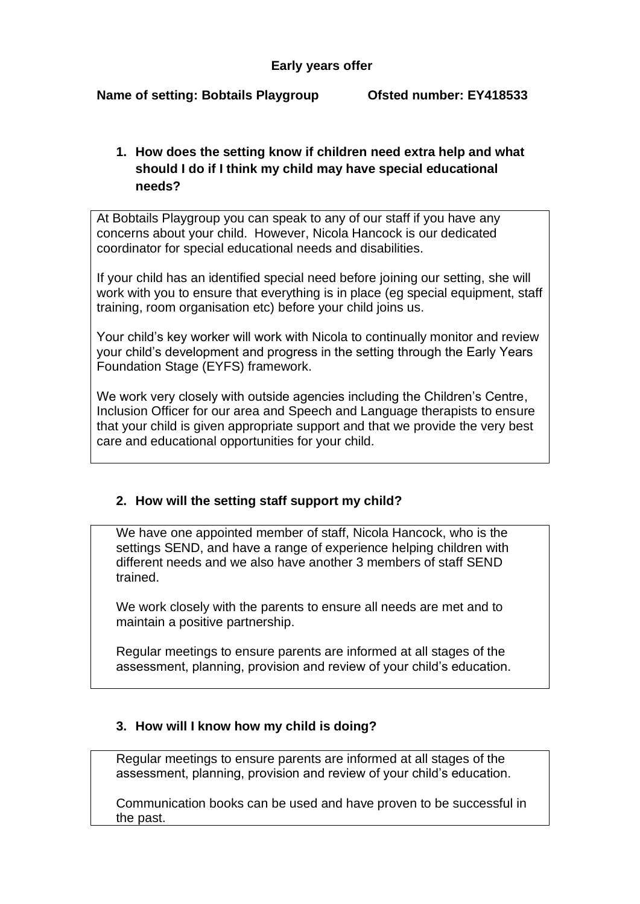# Early years offer

**Name of setting: Bobtails Playgroup** **Ofsted number: EY418533**

## 1. How does the setting know if children need extra help and what should I do if I think my child may have special educational needs?

At Bobtails Playgroup you can speak to any of our staff if you have any concerns about your child. However, Nicola Hancock is our dedicated coordinator for special educational needs and disabilities.

If your child has an identified special need before joining our setting, she will work with you to ensure that everything is in place (eg special equipment, staff training, room organisation etc) before your child joins us.

Your child's key worker will work with Nicola to continually monitor and review your child's development and progress in the setting through the Early Years Foundation Stage (EYFS) framework.

We work very closely with outside agencies including the Children's Centre, Inclusion Officer for our area and Speech and Language therapists to ensure that your child is given appropriate support and that we provide the very best care and educational opportunities for your child.

## 2. How will the setting staff support my child?

We have one appointed member of staff, Nicola Hancock, who is the settings SEND, and have a range of experience helping children with different needs and we also have another 3 members of staff SEND trained.

We work closely with the parents to ensure all needs are met and to maintain a positive partnership.

Regular meetings to ensure parents are informed at all stages of the assessment, planning, provision and review of your child's education.

## 3. How will I know how my child is doing?

Regular meetings to ensure parents are informed at all stages of the assessment, planning, provision and review of your child's education.

Communication books can be used and have proven to be successful in the past.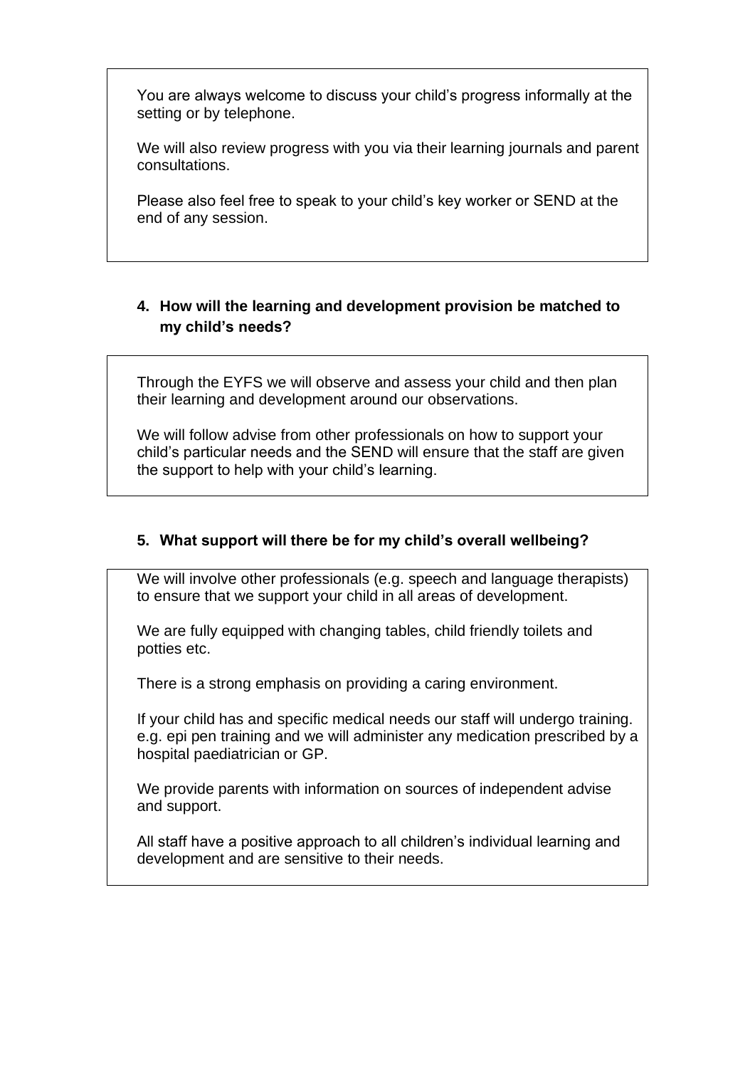You are always welcome to discuss your child's progress informally at the setting or by telephone.

We will also review progress with you via their learning journals and parent consultations.

Please also feel free to speak to your child's key worker or SEND at the end of any session.

**4. How will the learning and development provision be matched to my child's needs?**

Through the EYFS we will observe and assess your child and then plan their learning and development around our observations.

We will follow advise from other professionals on how to support your child's particular needs and the SEND will ensure that the staff are given the support to help with your child's learning.

**5. What support will there be for my child's overall wellbeing?**

We will involve other professionals (e.g. speech and language therapists) to ensure that we support your child in all areas of development.

We are fully equipped with changing tables, child friendly toilets and potties etc.

There is a strong emphasis on providing a caring environment.

If your child has and specific medical needs our staff will undergo training. e.g. epi pen training and we will administer any medication prescribed by a hospital paediatrician or GP.

We provide parents with information on sources of independent advise and support.

All staff have a positive approach to all children's individual learning and development and are sensitive to their needs.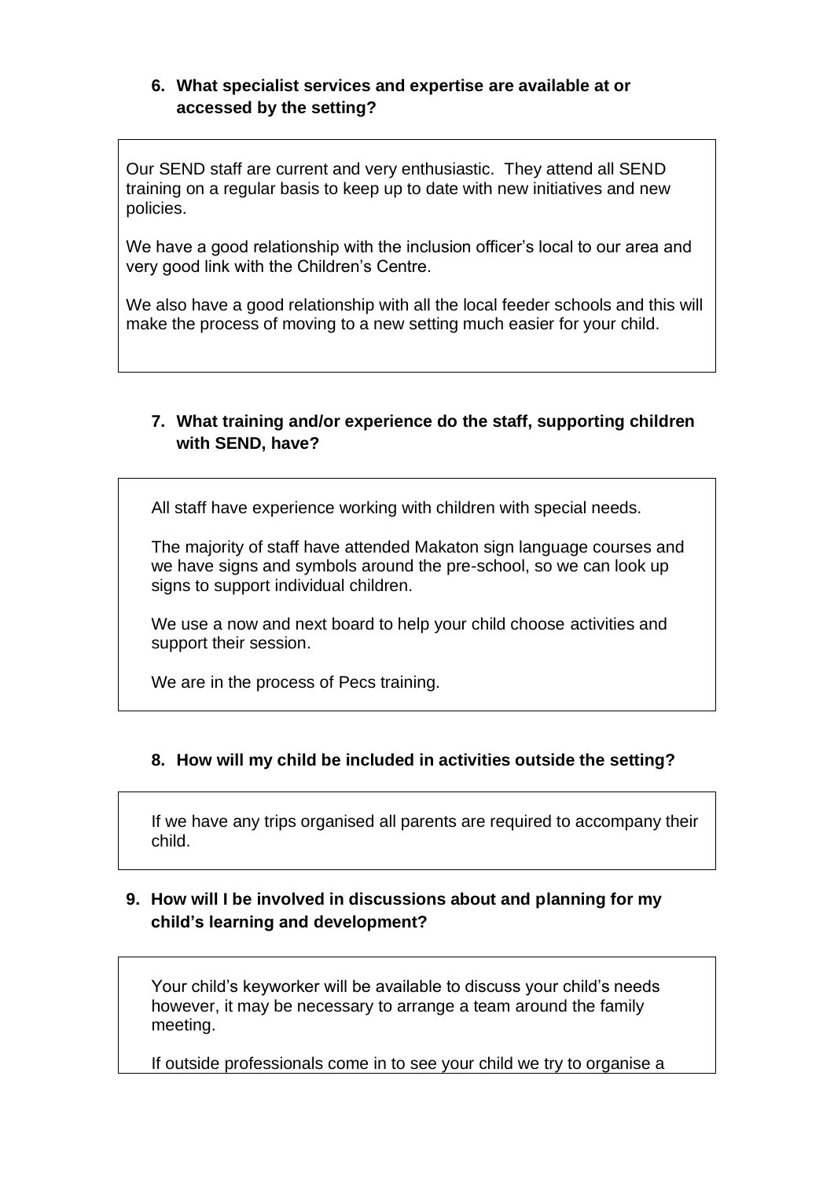### 6. What specialist services and expertise are available at or accessed by the setting?

Our SEND staff are current and very enthusiastic. They attend all SEND training on a regular basis to keep up to date with new initiatives and new policies.

We have a good relationship with the inclusion officer's local to our area and very good link with the Children's Centre.

We also have a good relationship with all the local feeder schools and this will make the process of moving to a new setting much easier for your child.

### 7. What training and/or experience do the staff, supporting children with SEND, have?

All staff have experience working with children with special needs.

The majority of staff have attended Makaton sign language courses and we have signs and symbols around the pre-school, so we can look up signs to support individual children.

We use a now and next board to help your child choose activities and support their session.

We are in the process of Pecs training.

### 8. How will my child be included in activities outside the setting?

If we have any trips organised all parents are required to accompany their child.

### 9. How will I be involved in discussions about and planning for my child's learning and development?

Your child's keyworker will be available to discuss your child's needs however, it may be necessary to arrange a team around the family meeting.

If outside professionals come in to see your child we try to organise a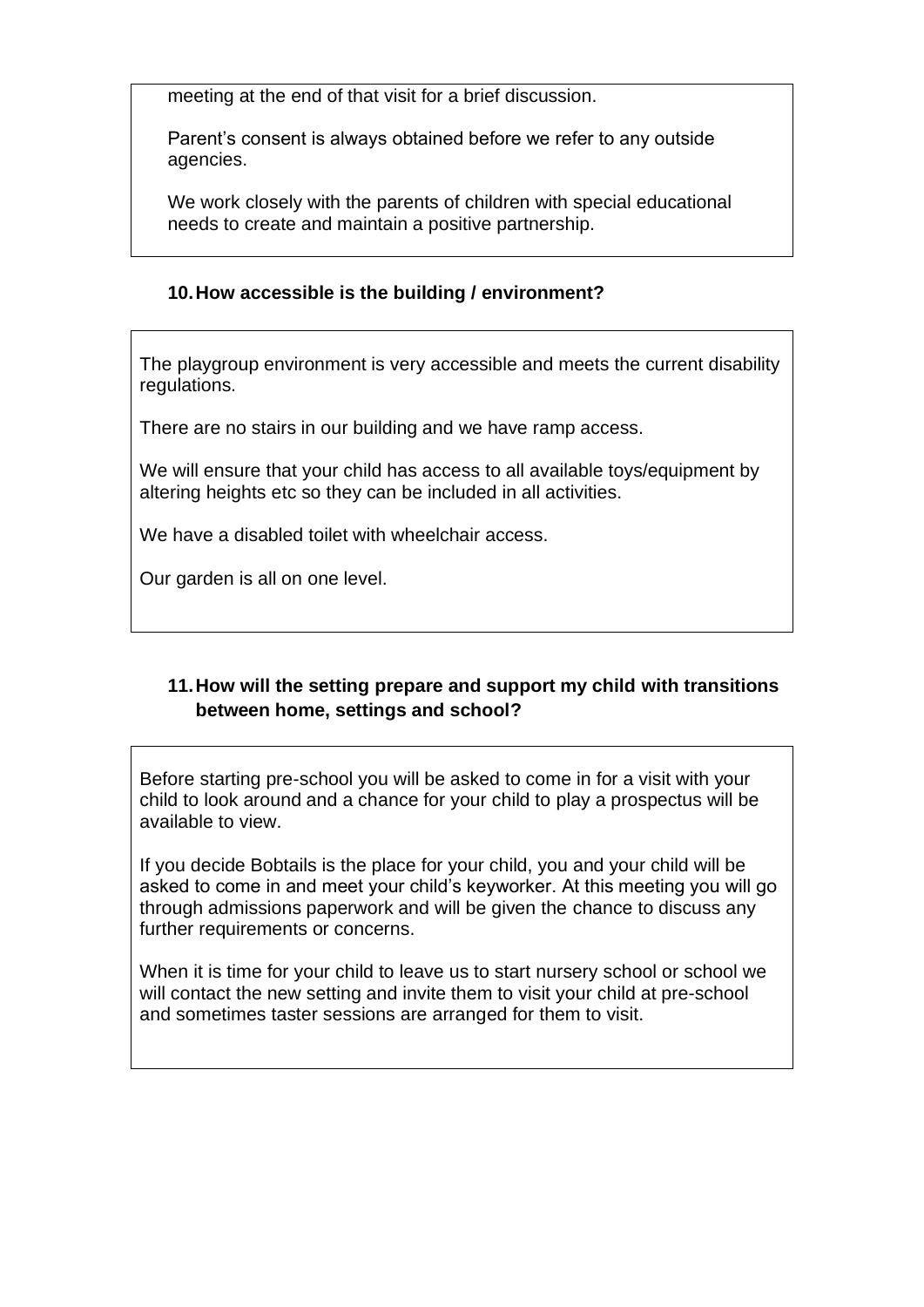meeting at the end of that visit for a brief discussion.

Parent's consent is always obtained before we refer to any outside agencies.

We work closely with the parents of children with special educational needs to create and maintain a positive partnership.

### 10. How accessible is the building / environment?

The playgroup environment is very accessible and meets the current disability regulations.

There are no stairs in our building and we have ramp access.

We will ensure that your child has access to all available toys/equipment by altering heights etc so they can be included in all activities.

We have a disabled toilet with wheelchair access.

Our garden is all on one level.

### 11. How will the setting prepare and support my child with transitions between home, settings and school?

Before starting pre-school you will be asked to come in for a visit with your child to look around and a chance for your child to play a prospectus will be available to view.

If you decide Bobtails is the place for your child, you and your child will be asked to come in and meet your child's keyworker. At this meeting you will go through admissions paperwork and will be given the chance to discuss any further requirements or concerns.

When it is time for your child to leave us to start nursery school or school we will contact the new setting and invite them to visit your child at pre-school and sometimes taster sessions are arranged for them to visit.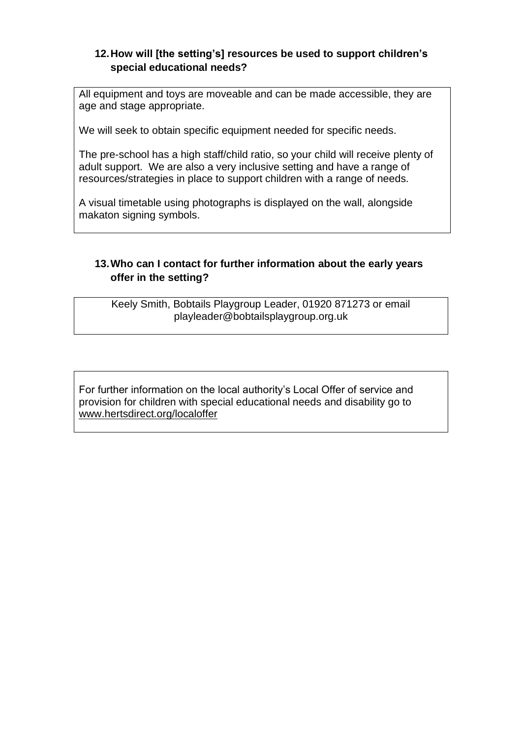## 12. How will [the setting's] resources be used to support children's special educational needs?

All equipment and toys are moveable and can be made accessible, they are age and stage appropriate.

We will seek to obtain specific equipment needed for specific needs.

The pre-school has a high staff/child ratio, so your child will receive plenty of adult support. We are also a very inclusive setting and have a range of resources/strategies in place to support children with a range of needs.

A visual timetable using photographs is displayed on the wall, alongside makaton signing symbols.

## 13. Who can I contact for further information about the early years offer in the setting?

Keely Smith, Bobtails Playgroup Leader, 01920 871273 or email playleader@bobtailsplaygroup.org.uk

For further information on the local authority's Local Offer of service and provision for children with special educational needs and disability go to www.hertsdirect.org/localoffer